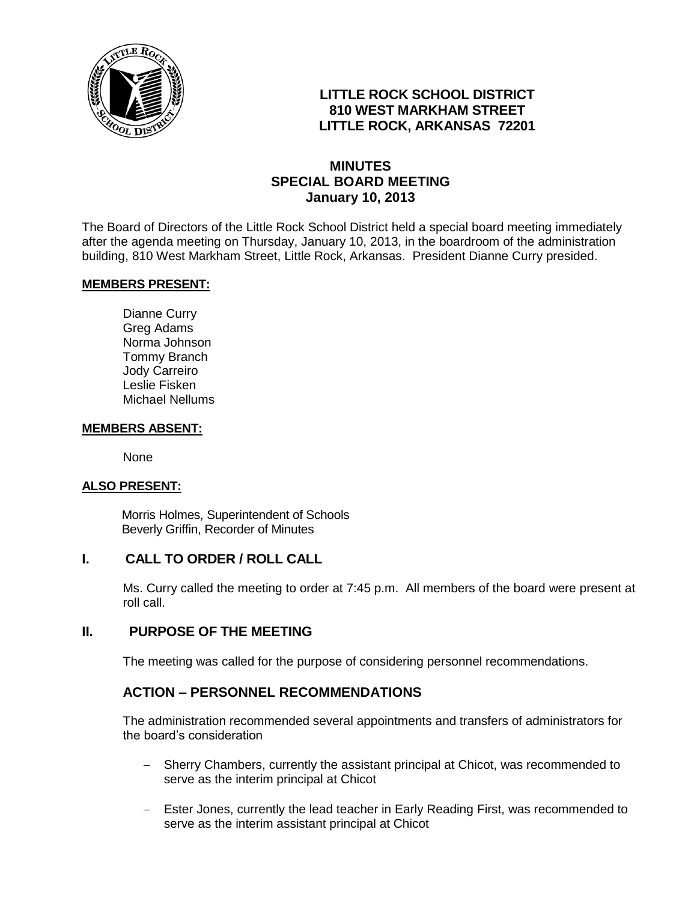# LITTLE ROCK SCHOOL DISTRICT
## 810 WEST MARKHAM STREET
## LITTLE ROCK, ARKANSAS 72201

## MINUTES
## SPECIAL BOARD MEETING
## January 10, 2013

The Board of Directors of the Little Rock School District held a special board meeting immediately after the agenda meeting on Thursday, January 10, 2013, in the boardroom of the administration building, 810 West Markham Street, Little Rock, Arkansas. President Dianne Curry presided.

**MEMBERS PRESENT:**

Dianne Curry
Greg Adams
Norma Johnson
Tommy Branch
Jody Carreiro
Leslie Fisken
Michael Nellums

**MEMBERS ABSENT:**

None

**ALSO PRESENT:**

Morris Holmes, Superintendent of Schools
Beverly Griffin, Recorder of Minutes

## I. CALL TO ORDER / ROLL CALL

Ms. Curry called the meeting to order at 7:45 p.m. All members of the board were present at roll call.

## II. PURPOSE OF THE MEETING

The meeting was called for the purpose of considering personnel recommendations.

## ACTION – PERSONNEL RECOMMENDATIONS

The administration recommended several appointments and transfers of administrators for the board's consideration

- Sherry Chambers, currently the assistant principal at Chicot, was recommended to serve as the interim principal at Chicot
- Ester Jones, currently the lead teacher in Early Reading First, was recommended to serve as the interim assistant principal at Chicot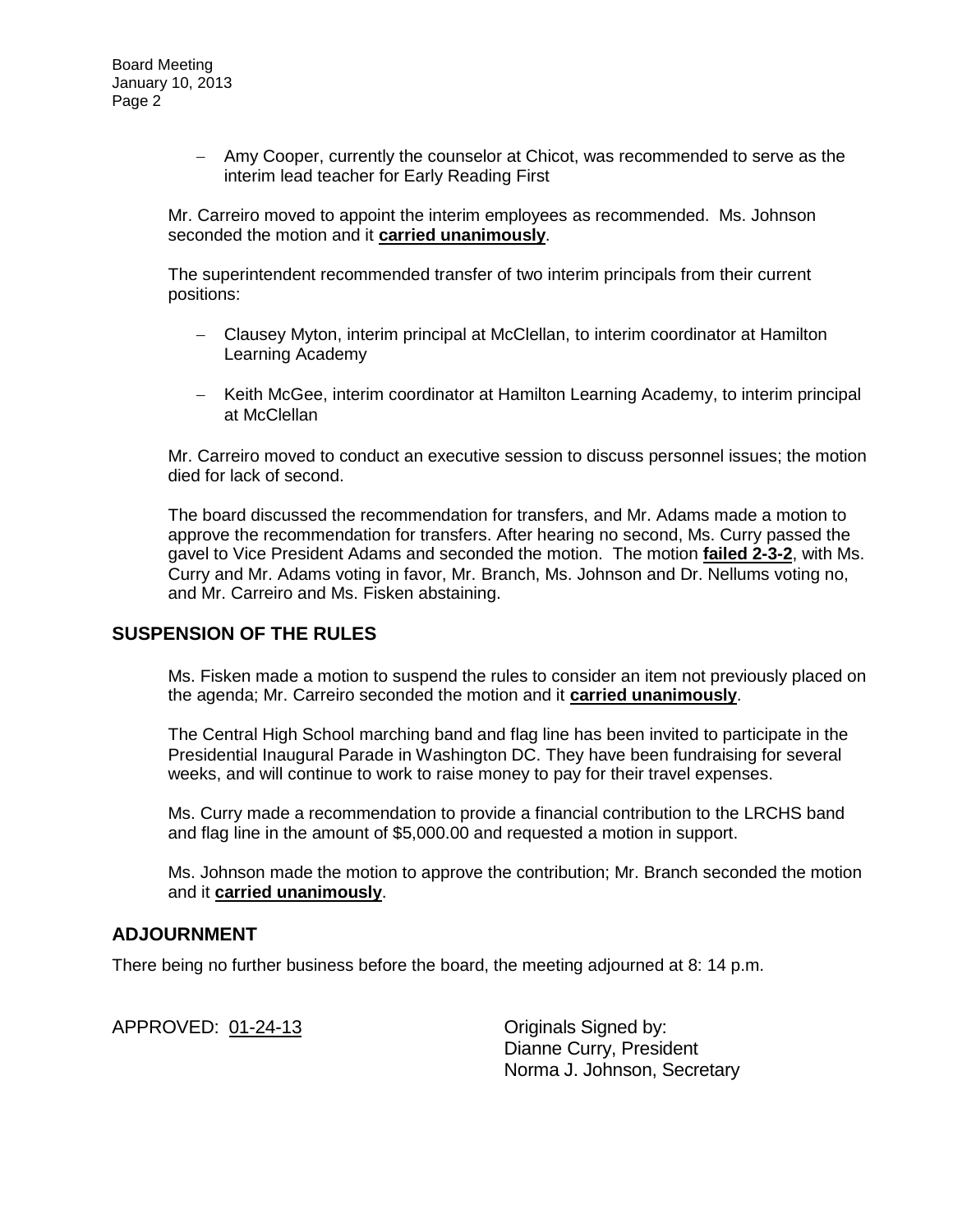- Amy Cooper, currently the counselor at Chicot, was recommended to serve as the interim lead teacher for Early Reading First

Mr. Carreiro moved to appoint the interim employees as recommended. Ms. Johnson seconded the motion and it **carried unanimously**.

The superintendent recommended transfer of two interim principals from their current positions:

- Clausey Myton, interim principal at McClellan, to interim coordinator at Hamilton Learning Academy
- Keith McGee, interim coordinator at Hamilton Learning Academy, to interim principal at McClellan

Mr. Carreiro moved to conduct an executive session to discuss personnel issues; the motion died for lack of second.

The board discussed the recommendation for transfers, and Mr. Adams made a motion to approve the recommendation for transfers. After hearing no second, Ms. Curry passed the gavel to Vice President Adams and seconded the motion. The motion **failed 2-3-2**, with Ms. Curry and Mr. Adams voting in favor, Mr. Branch, Ms. Johnson and Dr. Nellums voting no, and Mr. Carreiro and Ms. Fisken abstaining.

## SUSPENSION OF THE RULES

Ms. Fisken made a motion to suspend the rules to consider an item not previously placed on the agenda; Mr. Carreiro seconded the motion and it **carried unanimously**.

The Central High School marching band and flag line has been invited to participate in the Presidential Inaugural Parade in Washington DC. They have been fundraising for several weeks, and will continue to work to raise money to pay for their travel expenses.

Ms. Curry made a recommendation to provide a financial contribution to the LRCHS band and flag line in the amount of $5,000.00 and requested a motion in support.

Ms. Johnson made the motion to approve the contribution; Mr. Branch seconded the motion and it **carried unanimously**.

## ADJOURNMENT

There being no further business before the board, the meeting adjourned at 8: 14 p.m.

APPROVED: 01-24-13

Originals Signed by:
Dianne Curry, President
Norma J. Johnson, Secretary